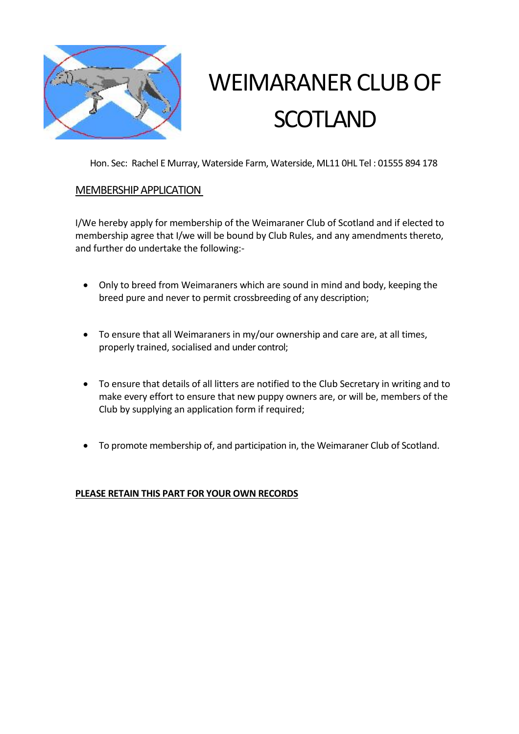# WEIMARANER CLUB OF SCOTLAND

Hon. Sec: Rachel E Murray, Waterside Farm, Waterside, ML11 0HL Tel : 01555 894 178

## MEMBERSHIP APPLICATION

I/We hereby apply for membership of the Weimaraner Club of Scotland and if elected to membership agree that I/we will be bound by Club Rules, and any amendments thereto, and further do undertake the following:-

- Only to breed from Weimaraners which are sound in mind and body, keeping the breed pure and never to permit crossbreeding of any description;
- To ensure that all Weimaraners in my/our ownership and care are, at all times, properly trained, socialised and under control;
- To ensure that details of all litters are notified to the Club Secretary in writing and to make every effort to ensure that new puppy owners are, or will be, members of the Club by supplying an application form if required;
- To promote membership of, and participation in, the Weimaraner Club of Scotland.

**PLEASE RETAIN THIS PART FOR YOUR OWN RECORDS**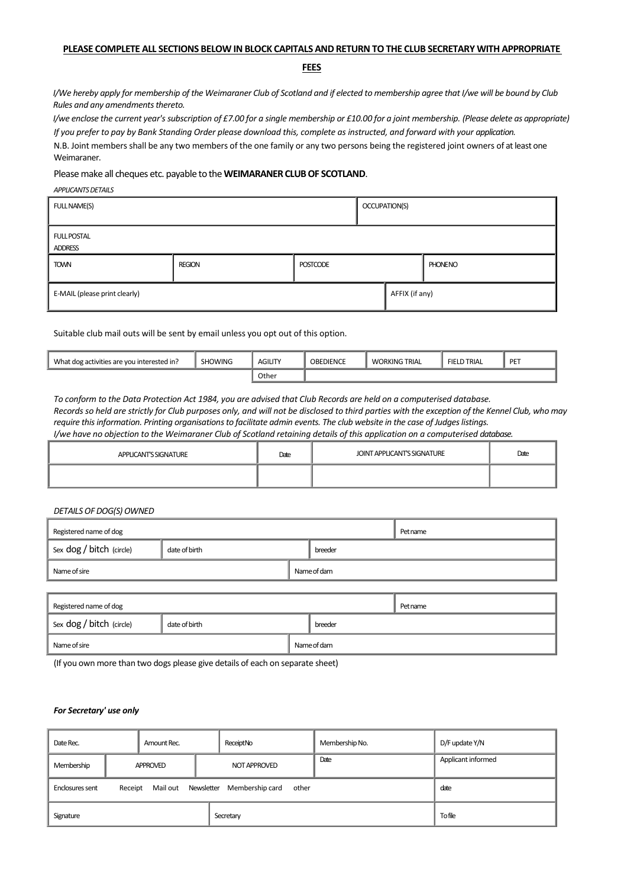**PLEASE COMPLETE ALL SECTIONS BELOW IN BLOCK CAPITALS AND RETURN TO THE CLUB SECRETARY WITH APPROPRIATE FEES**

*I/We hereby apply for membership of the Weimaraner Club of Scotland and if elected to membership agree that I/we will be bound by Club Rules and any amendments thereto.*

*I/we enclose the current year's subscription of £7.00 for a single membership or £10.00 for a joint membership. (Please delete as appropriate)*

*If you prefer to pay by Bank Standing Order please download this, complete as instructed, and forward with your application.*

N.B. Joint members shall be any two members of the one family or any two persons being the registered joint owners of at least one Weimaraner.

Please make all cheques etc. payable to the **WEIMARANER CLUB OF SCOTLAND**.

*APPLICANTS DETAILS*

| | | | |
|---|---|---|---|
| FULL NAME(S) | | OCCUPATION(S) | |
| FULL POSTAL ADDRESS | | | |
| TOWN | REGION | POSTCODE | PHONE NO |
| E-MAIL (please print clearly) | | AFFIX (if any) | |

Suitable club mail outs will be sent by email unless you opt out of this option.

| | | | | | | |
|---|---|---|---|---|---|---|
| What dog activities are you interested in? | SHOWING | AGILITY | OBEDIENCE | WORKING TRIAL | FIELD TRIAL | PET |
| | | Other | | | | |

*To conform to the Data Protection Act 1984, you are advised that Club Records are held on a computerised database.*
*Records so held are strictly for Club purposes only, and will not be disclosed to third parties with the exception of the Kennel Club, who may require this information. Printing organisations to facilitate admin events. The club website in the case of Judges listings.*
*I/we have no objection to the Weimaraner Club of Scotland retaining details of this application on a computerised database.*

| APPLICANT'S SIGNATURE | Date | JOINT APPLICANT'S SIGNATURE | Date |
|---|---|---|---|
| | | | |

*DETAILS OF DOG(S) OWNED*

| | | | |
|---|---|---|---|
| Registered name of dog | | | Pet name |
| Sex dog / bitch (circle) | date of birth | breeder | |
| Name of sire | | Name of dam | |

| | | | |
|---|---|---|---|
| Registered name of dog | | | Pet name |
| Sex dog / bitch (circle) | date of birth | breeder | |
| Name of sire | | Name of dam | |

(If you own more than two dogs please give details of each on separate sheet)

***For Secretary' use only***

| | | | | |
|---|---|---|---|---|
| Date Rec. | Amount Rec. | Receipt No | Membership No. | D/F update Y/N |
| Membership APPROVED | NOT APPROVED | | Date | Applicant informed |
| Enclosures sent Receipt Mail out Newsletter Membership card other | | | | date |
| Signature | Secretary | | | To file |